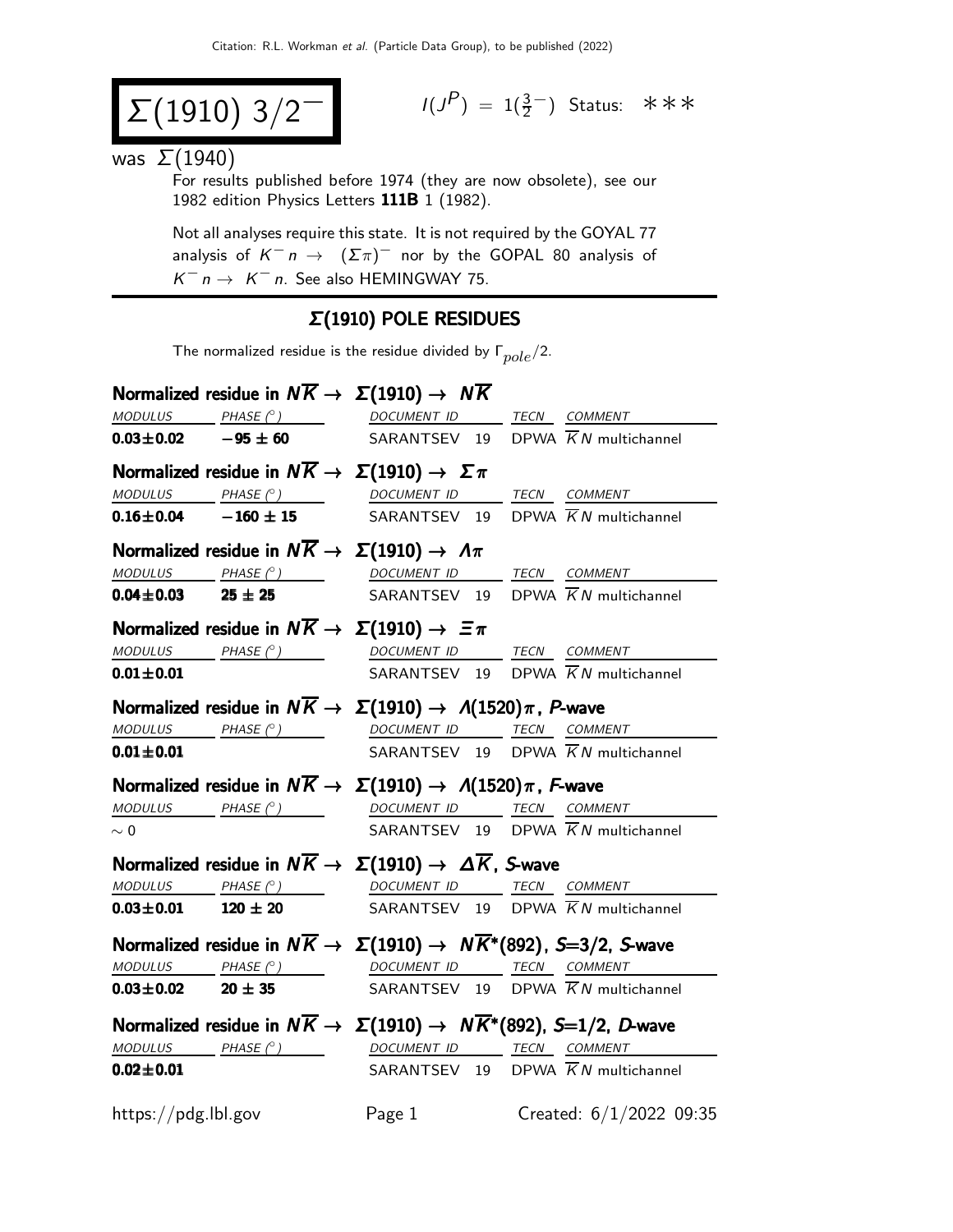# $\Sigma(1910)\ 3/2^-$

$I(J^P) = 1(\frac{3}{2}^-)$ Status: ∗∗∗

was $\Sigma(1940)$

For results published before 1974 (they are now obsolete), see our 1982 edition Physics Letters **111B** 1 (1982).

Not all analyses require this state. It is not required by the GOYAL 77 analysis of $K^- n \to (\Sigma\pi)^-$ nor by the GOPAL 80 analysis of $K^- n \to K^- n$. See also HEMINGWAY 75.

## Σ(1910) POLE RESIDUES

The normalized residue is the residue divided by $\Gamma_{pole}/2$.

### Normalized residue in $N\overline{K} \to \Sigma(1910) \to N\overline{K}$

| MODULUS | PHASE (°) | DOCUMENT ID | | TECN | COMMENT |
|---|---|---|---|---|---|
| **0.03±0.02** | **−95 ± 60** | SARANTSEV | 19 | DPWA | $\overline{K}N$ multichannel |

### Normalized residue in $N\overline{K} \to \Sigma(1910) \to \Sigma\pi$

| MODULUS | PHASE (°) | DOCUMENT ID | | TECN | COMMENT |
|---|---|---|---|---|---|
| **0.16±0.04** | **−160 ± 15** | SARANTSEV | 19 | DPWA | $\overline{K}N$ multichannel |

### Normalized residue in $N\overline{K} \to \Sigma(1910) \to \Lambda\pi$

| MODULUS | PHASE (°) | DOCUMENT ID | | TECN | COMMENT |
|---|---|---|---|---|---|
| **0.04±0.03** | **25 ± 25** | SARANTSEV | 19 | DPWA | $\overline{K}N$ multichannel |

### Normalized residue in $N\overline{K} \to \Sigma(1910) \to \Xi\pi$

| MODULUS | PHASE (°) | DOCUMENT ID | | TECN | COMMENT |
|---|---|---|---|---|---|
| **0.01±0.01** | | SARANTSEV | 19 | DPWA | $\overline{K}N$ multichannel |

### Normalized residue in $N\overline{K} \to \Sigma(1910) \to \Lambda(1520)\pi$, P-wave

| MODULUS | PHASE (°) | DOCUMENT ID | | TECN | COMMENT |
|---|---|---|---|---|---|
| **0.01±0.01** | | SARANTSEV | 19 | DPWA | $\overline{K}N$ multichannel |

### Normalized residue in $N\overline{K} \to \Sigma(1910) \to \Lambda(1520)\pi$, F-wave

| MODULUS | PHASE (°) | DOCUMENT ID | | TECN | COMMENT |
|---|---|---|---|---|---|
| $\sim 0$ | | SARANTSEV | 19 | DPWA | $\overline{K}N$ multichannel |

### Normalized residue in $N\overline{K} \to \Sigma(1910) \to \Delta\overline{K}$, S-wave

| MODULUS | PHASE (°) | DOCUMENT ID | | TECN | COMMENT |
|---|---|---|---|---|---|
| **0.03±0.01** | **120 ± 20** | SARANTSEV | 19 | DPWA | $\overline{K}N$ multichannel |

### Normalized residue in $N\overline{K} \to \Sigma(1910) \to N\overline{K}^*(892)$, S=3/2, S-wave

| MODULUS | PHASE (°) | DOCUMENT ID | | TECN | COMMENT |
|---|---|---|---|---|---|
| **0.03±0.02** | **20 ± 35** | SARANTSEV | 19 | DPWA | $\overline{K}N$ multichannel |

### Normalized residue in $N\overline{K} \to \Sigma(1910) \to N\overline{K}^*(892)$, S=1/2, D-wave

| MODULUS | PHASE (°) | DOCUMENT ID | | TECN | COMMENT |
|---|---|---|---|---|---|
| **0.02±0.01** | | SARANTSEV | 19 | DPWA | $\overline{K}N$ multichannel |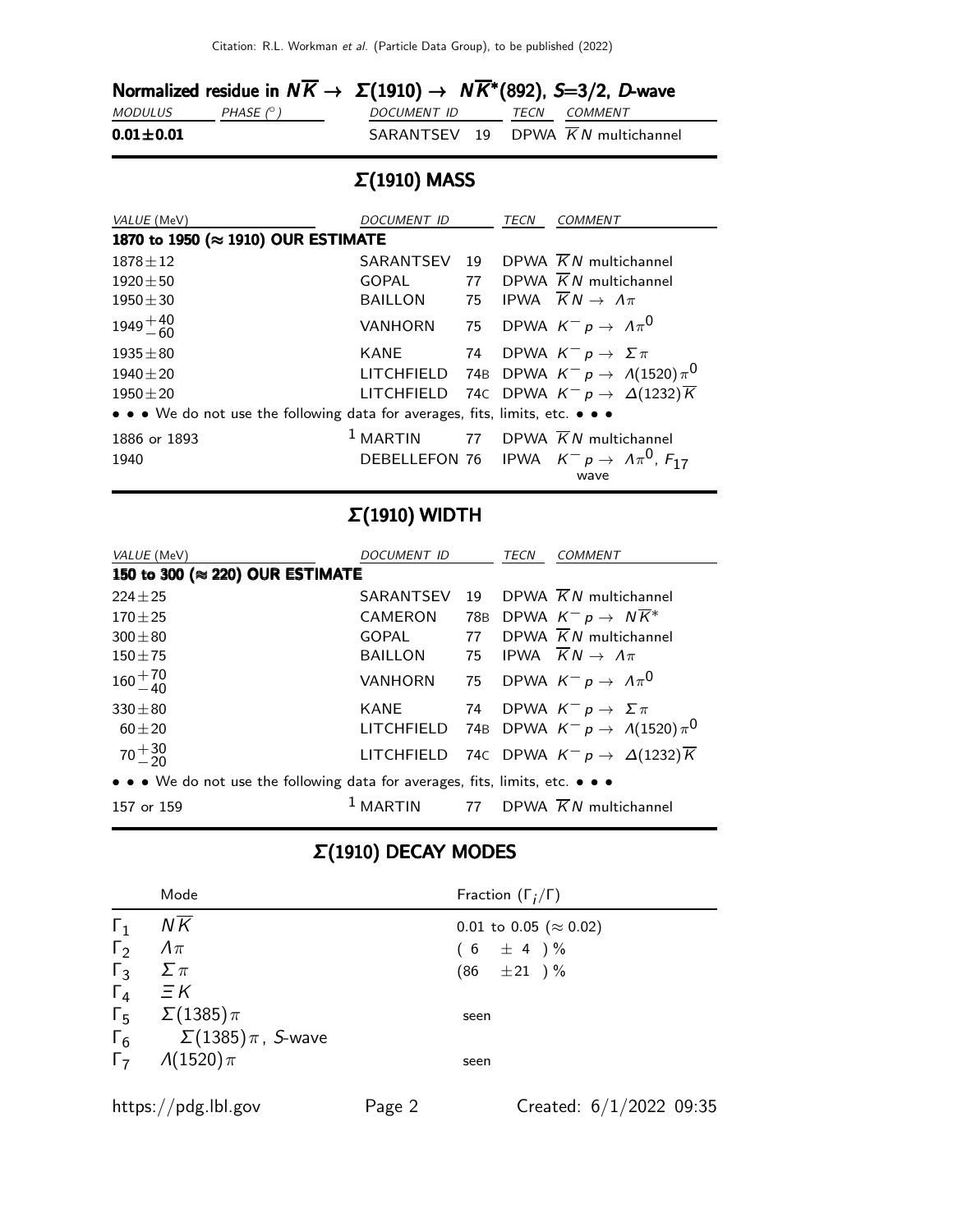### Normalized residue in $N\overline{K} \to \Sigma(1910) \to N\overline{K}^*(892)$, $S$=3/2, $D$-wave

| MODULUS | PHASE (°) | DOCUMENT ID | | TECN | COMMENT |
|---|---|---|---|---|---|
| **0.01±0.01** | | SARANTSEV | 19 | DPWA | $\overline{K}N$ multichannel |

## Σ(1910) MASS

| VALUE (MeV) | DOCUMENT ID | | TECN | COMMENT |
|---|---|---|---|---|
| **1870 to 1950 (≈ 1910) OUR ESTIMATE** | | | | |
| 1878±12 | SARANTSEV | 19 | DPWA | $\overline{K}N$ multichannel |
| 1920±50 | GOPAL | 77 | DPWA | $\overline{K}N$ multichannel |
| 1950±30 | BAILLON | 75 | IPWA | $\overline{K}N \to \Lambda\pi$ |
| $1949^{+40}_{-60}$ | VANHORN | 75 | DPWA | $K^- p \to \Lambda\pi^0$ |
| 1935±80 | KANE | 74 | DPWA | $K^- p \to \Sigma\pi$ |
| 1940±20 | LITCHFIELD | 74B | DPWA | $K^- p \to \Lambda(1520)\pi^0$ |
| 1950±20 | LITCHFIELD | 74C | DPWA | $K^- p \to \Delta(1232)\overline{K}$ |
| • • • We do not use the following data for averages, fits, limits, etc. • • • | | | | |
| 1886 or 1893 | [1] MARTIN | 77 | DPWA | $\overline{K}N$ multichannel |
| 1940 | DEBELLEFON | 76 | IPWA | $K^- p \to \Lambda\pi^0$, $F_{17}$ wave |

## Σ(1910) WIDTH

| VALUE (MeV) | DOCUMENT ID | | TECN | COMMENT |
|---|---|---|---|---|
| **150 to 300 (≈ 220) OUR ESTIMATE** | | | | |
| 224±25 | SARANTSEV | 19 | DPWA | $\overline{K}N$ multichannel |
| 170±25 | CAMERON | 78B | DPWA | $K^- p \to N\overline{K}^*$ |
| 300±80 | GOPAL | 77 | DPWA | $\overline{K}N$ multichannel |
| 150±75 | BAILLON | 75 | IPWA | $\overline{K}N \to \Lambda\pi$ |
| $160^{+70}_{-40}$ | VANHORN | 75 | DPWA | $K^- p \to \Lambda\pi^0$ |
| 330±80 | KANE | 74 | DPWA | $K^- p \to \Sigma\pi$ |
| 60±20 | LITCHFIELD | 74B | DPWA | $K^- p \to \Lambda(1520)\pi^0$ |
| $70^{+30}_{-20}$ | LITCHFIELD | 74C | DPWA | $K^- p \to \Delta(1232)\overline{K}$ |
| • • • We do not use the following data for averages, fits, limits, etc. • • • | | | | |
| 157 or 159 | [1] MARTIN | 77 | DPWA | $\overline{K}N$ multichannel |

## Σ(1910) DECAY MODES

| | Mode | Fraction ($\Gamma_i/\Gamma$) |
|---|---|---|
| $\Gamma_1$ | $N\overline{K}$ | 0.01 to 0.05 (≈ 0.02) |
| $\Gamma_2$ | $\Lambda\pi$ | ( 6 ± 4 ) % |
| $\Gamma_3$ | $\Sigma\pi$ | (86 ±21 ) % |
| $\Gamma_4$ | $\Xi K$ | |
| $\Gamma_5$ | $\Sigma(1385)\pi$ | seen |
| $\Gamma_6$ | $\Sigma(1385)\pi$, $S$-wave | |
| $\Gamma_7$ | $\Lambda(1520)\pi$ | seen |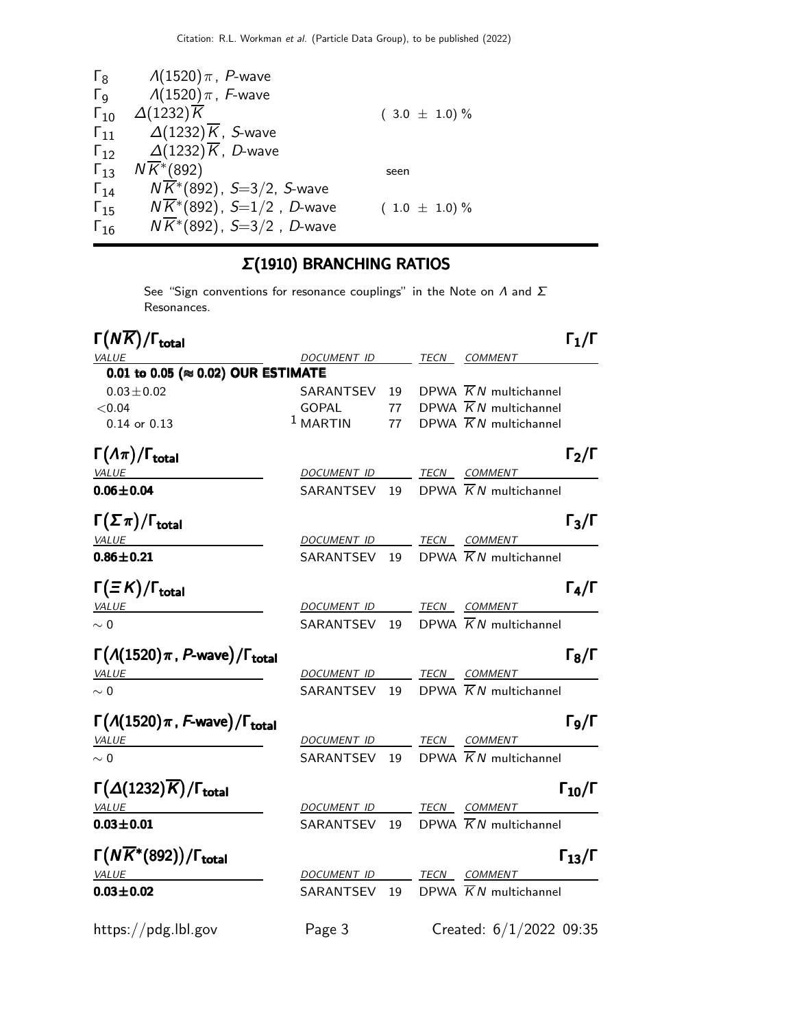| | | |
|---|---|---|
| $\Gamma_8$ | $\Lambda(1520)\pi$, P-wave | |
| $\Gamma_9$ | $\Lambda(1520)\pi$, F-wave | |
| $\Gamma_{10}$ | $\Delta(1232)\overline{K}$ | ( 3.0 ± 1.0) % |
| $\Gamma_{11}$ | $\Delta(1232)\overline{K}$, S-wave | |
| $\Gamma_{12}$ | $\Delta(1232)\overline{K}$, D-wave | |
| $\Gamma_{13}$ | $N\overline{K}^*(892)$ | seen |
| $\Gamma_{14}$ | $N\overline{K}^*(892)$, S=3/2, S-wave | |
| $\Gamma_{15}$ | $N\overline{K}^*(892)$, S=1/2 , D-wave | ( 1.0 ± 1.0) % |
| $\Gamma_{16}$ | $N\overline{K}^*(892)$, S=3/2 , D-wave | |

## Σ(1910) BRANCHING RATIOS

See "Sign conventions for resonance couplings" in the Note on Λ and Σ Resonances.

### $\Gamma(N\overline{K})/\Gamma_{total}$ — $\Gamma_1/\Gamma$

| VALUE | DOCUMENT ID | | TECN | COMMENT |
|---|---|---|---|---|
| **0.01 to 0.05 (≈ 0.02) OUR ESTIMATE** | | | | |
| 0.03 ± 0.02 | SARANTSEV | 19 | DPWA | $\overline{K}N$ multichannel |
| <0.04 | GOPAL | 77 | DPWA | $\overline{K}N$ multichannel |
| 0.14 or 0.13 | [1] MARTIN | 77 | DPWA | $\overline{K}N$ multichannel |

### $\Gamma(\Lambda\pi)/\Gamma_{total}$ — $\Gamma_2/\Gamma$

| VALUE | DOCUMENT ID | | TECN | COMMENT |
|---|---|---|---|---|
| **0.06 ± 0.04** | SARANTSEV | 19 | DPWA | $\overline{K}N$ multichannel |

### $\Gamma(\Sigma\pi)/\Gamma_{total}$ — $\Gamma_3/\Gamma$

| VALUE | DOCUMENT ID | | TECN | COMMENT |
|---|---|---|---|---|
| **0.86 ± 0.21** | SARANTSEV | 19 | DPWA | $\overline{K}N$ multichannel |

### $\Gamma(\Xi K)/\Gamma_{total}$ — $\Gamma_4/\Gamma$

| VALUE | DOCUMENT ID | | TECN | COMMENT |
|---|---|---|---|---|
| ∼ 0 | SARANTSEV | 19 | DPWA | $\overline{K}N$ multichannel |

### $\Gamma(\Lambda(1520)\pi$, P-wave$)/\Gamma_{total}$ — $\Gamma_8/\Gamma$

| VALUE | DOCUMENT ID | | TECN | COMMENT |
|---|---|---|---|---|
| ∼ 0 | SARANTSEV | 19 | DPWA | $\overline{K}N$ multichannel |

### $\Gamma(\Lambda(1520)\pi$, F-wave$)/\Gamma_{total}$ — $\Gamma_9/\Gamma$

| VALUE | DOCUMENT ID | | TECN | COMMENT |
|---|---|---|---|---|
| ∼ 0 | SARANTSEV | 19 | DPWA | $\overline{K}N$ multichannel |

### $\Gamma(\Delta(1232)\overline{K})/\Gamma_{total}$ — $\Gamma_{10}/\Gamma$

| VALUE | DOCUMENT ID | | TECN | COMMENT |
|---|---|---|---|---|
| **0.03 ± 0.01** | SARANTSEV | 19 | DPWA | $\overline{K}N$ multichannel |

### $\Gamma(N\overline{K}^*(892))/\Gamma_{total}$ — $\Gamma_{13}/\Gamma$

| VALUE | DOCUMENT ID | | TECN | COMMENT |
|---|---|---|---|---|
| **0.03 ± 0.02** | SARANTSEV | 19 | DPWA | $\overline{K}N$ multichannel |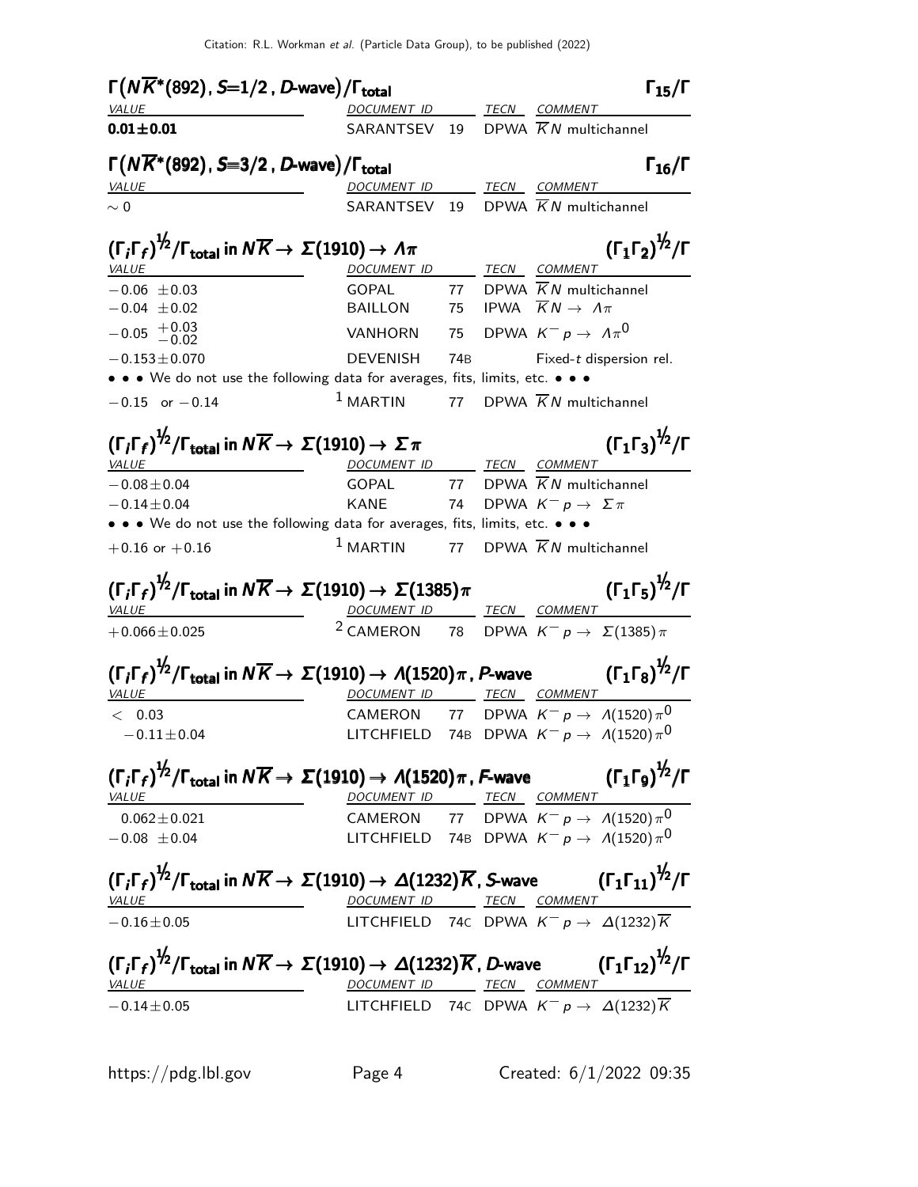### $\Gamma(N\overline{K}^*(892), S{=}1/2, D\text{-wave})/\Gamma_{\text{total}}$ $\quad\Gamma_{15}/\Gamma$

| VALUE | DOCUMENT ID | | TECN | COMMENT |
|---|---|---|---|---|
| **0.01±0.01** | SARANTSEV | 19 | DPWA | $\overline{K}N$ multichannel |

### $\Gamma(N\overline{K}^*(892), S{=}3/2, D\text{-wave})/\Gamma_{\text{total}}$ $\quad\Gamma_{16}/\Gamma$

| VALUE | DOCUMENT ID | | TECN | COMMENT |
|---|---|---|---|---|
| $\sim 0$ | SARANTSEV | 19 | DPWA | $\overline{K}N$ multichannel |

### $(\Gamma_i\Gamma_f)^{1/2}/\Gamma_{\text{total}}$ in $N\overline{K} \rightarrow \Sigma(1910) \rightarrow \Lambda\pi$ $\quad(\Gamma_1\Gamma_2)^{1/2}/\Gamma$

| VALUE | DOCUMENT ID | | TECN | COMMENT |
|---|---|---|---|---|
| $-0.06\ \pm 0.03$ | GOPAL | 77 | DPWA | $\overline{K}N$ multichannel |
| $-0.04\ \pm 0.02$ | BAILLON | 75 | IPWA | $\overline{K}N \rightarrow \Lambda\pi$ |
| $-0.05\ ^{+0.03}_{-0.02}$ | VANHORN | 75 | DPWA | $K^- p \rightarrow \Lambda\pi^0$ |
| $-0.153\pm 0.070$ | DEVENISH | 74B | | Fixed-$t$ dispersion rel. |
| • • • We do not use the following data for averages, fits, limits, etc. • • • | | | | |
| $-0.15$ or $-0.14$ | [1] MARTIN | 77 | DPWA | $\overline{K}N$ multichannel |

### $(\Gamma_i\Gamma_f)^{1/2}/\Gamma_{\text{total}}$ in $N\overline{K} \rightarrow \Sigma(1910) \rightarrow \Sigma\pi$ $\quad(\Gamma_1\Gamma_3)^{1/2}/\Gamma$

| VALUE | DOCUMENT ID | | TECN | COMMENT |
|---|---|---|---|---|
| $-0.08\pm 0.04$ | GOPAL | 77 | DPWA | $\overline{K}N$ multichannel |
| $-0.14\pm 0.04$ | KANE | 74 | DPWA | $K^- p \rightarrow \Sigma\pi$ |
| • • • We do not use the following data for averages, fits, limits, etc. • • • | | | | |
| $+0.16$ or $+0.16$ | [1] MARTIN | 77 | DPWA | $\overline{K}N$ multichannel |

### $(\Gamma_i\Gamma_f)^{1/2}/\Gamma_{\text{total}}$ in $N\overline{K} \rightarrow \Sigma(1910) \rightarrow \Sigma(1385)\pi$ $\quad(\Gamma_1\Gamma_5)^{1/2}/\Gamma$

| VALUE | DOCUMENT ID | | TECN | COMMENT |
|---|---|---|---|---|
| $+0.066\pm 0.025$ | [2] CAMERON | 78 | DPWA | $K^- p \rightarrow \Sigma(1385)\pi$ |

### $(\Gamma_i\Gamma_f)^{1/2}/\Gamma_{\text{total}}$ in $N\overline{K} \rightarrow \Sigma(1910) \rightarrow \Lambda(1520)\pi$, $P$-wave $\quad(\Gamma_1\Gamma_8)^{1/2}/\Gamma$

| VALUE | DOCUMENT ID | | TECN | COMMENT |
|---|---|---|---|---|
| $<\ 0.03$ | CAMERON | 77 | DPWA | $K^- p \rightarrow \Lambda(1520)\pi^0$ |
| $-0.11\pm 0.04$ | LITCHFIELD | 74B | DPWA | $K^- p \rightarrow \Lambda(1520)\pi^0$ |

### $(\Gamma_i\Gamma_f)^{1/2}/\Gamma_{\text{total}}$ in $N\overline{K} \rightarrow \Sigma(1910) \rightarrow \Lambda(1520)\pi$, $F$-wave $\quad(\Gamma_1\Gamma_9)^{1/2}/\Gamma$

| VALUE | DOCUMENT ID | | TECN | COMMENT |
|---|---|---|---|---|
| $0.062\pm 0.021$ | CAMERON | 77 | DPWA | $K^- p \rightarrow \Lambda(1520)\pi^0$ |
| $-0.08\ \pm 0.04$ | LITCHFIELD | 74B | DPWA | $K^- p \rightarrow \Lambda(1520)\pi^0$ |

### $(\Gamma_i\Gamma_f)^{1/2}/\Gamma_{\text{total}}$ in $N\overline{K} \rightarrow \Sigma(1910) \rightarrow \Delta(1232)\overline{K}$, $S$-wave $\quad(\Gamma_1\Gamma_{11})^{1/2}/\Gamma$

| VALUE | DOCUMENT ID | | TECN | COMMENT |
|---|---|---|---|---|
| $-0.16\pm 0.05$ | LITCHFIELD | 74C | DPWA | $K^- p \rightarrow \Delta(1232)\overline{K}$ |

### $(\Gamma_i\Gamma_f)^{1/2}/\Gamma_{\text{total}}$ in $N\overline{K} \rightarrow \Sigma(1910) \rightarrow \Delta(1232)\overline{K}$, $D$-wave $\quad(\Gamma_1\Gamma_{12})^{1/2}/\Gamma$

| VALUE | DOCUMENT ID | | TECN | COMMENT |
|---|---|---|---|---|
| $-0.14\pm 0.05$ | LITCHFIELD | 74C | DPWA | $K^- p \rightarrow \Delta(1232)\overline{K}$ |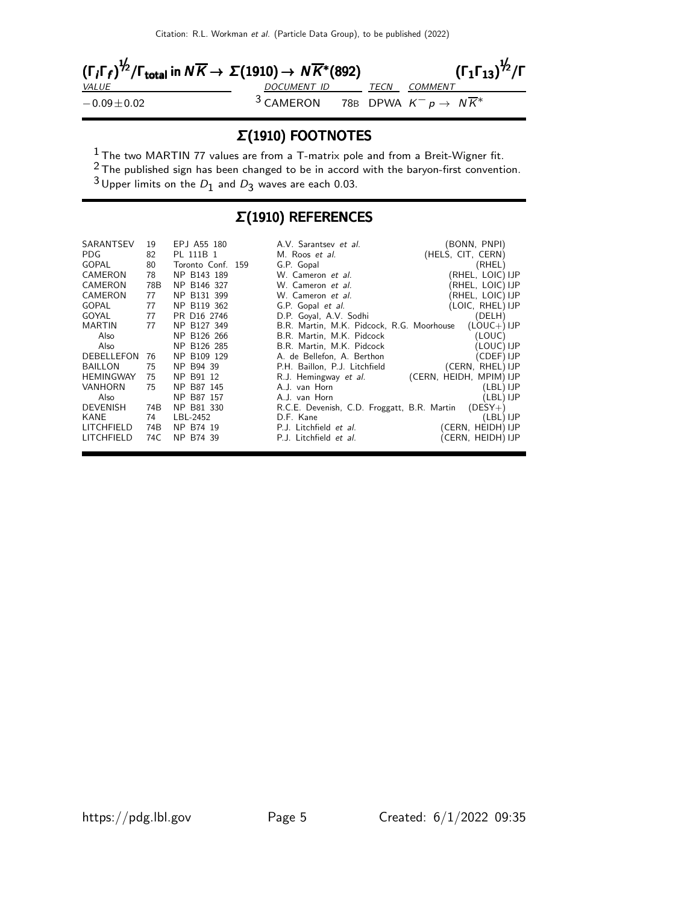### $(\Gamma_i \Gamma_f)^{1/2}/\Gamma_{total}$ in $N\overline{K} \to \Sigma(1910) \to N\overline{K}^*(892)$ — $(\Gamma_1 \Gamma_{13})^{1/2}/\Gamma$

| VALUE | DOCUMENT ID | | TECN | COMMENT |
|---|---|---|---|---|
| $-0.09 \pm 0.02$ | [3] CAMERON | 78B | DPWA | $K^- p \to N\overline{K}^*$ |

## Σ(1910) FOOTNOTES

[1] The two MARTIN 77 values are from a T-matrix pole and from a Breit-Wigner fit.

[2] The published sign has been changed to be in accord with the baryon-first convention.

[3] Upper limits on the $D_1$ and $D_3$ waves are each 0.03.

## Σ(1910) REFERENCES

| | | | | |
|---|---|---|---|---|
| SARANTSEV | 19 | EPJ A55 180 | A.V. Sarantsev *et al.* | (BONN, PNPI) |
| PDG | 82 | PL 111B 1 | M. Roos *et al.* | (HELS, CIT, CERN) |
| GOPAL | 80 | Toronto Conf. 159 | G.P. Gopal | (RHEL) |
| CAMERON | 78 | NP B143 189 | W. Cameron *et al.* | (RHEL, LOIC) IJP |
| CAMERON | 78B | NP B146 327 | W. Cameron *et al.* | (RHEL, LOIC) IJP |
| CAMERON | 77 | NP B131 399 | W. Cameron *et al.* | (RHEL, LOIC) IJP |
| GOPAL | 77 | NP B119 362 | G.P. Gopal *et al.* | (LOIC, RHEL) IJP |
| GOYAL | 77 | PR D16 2746 | D.P. Goyal, A.V. Sodhi | (DELH) |
| MARTIN | 77 | NP B127 349 | B.R. Martin, M.K. Pidcock, R.G. Moorhouse | (LOUC+) IJP |
| Also | | NP B126 266 | B.R. Martin, M.K. Pidcock | (LOUC) |
| Also | | NP B126 285 | B.R. Martin, M.K. Pidcock | (LOUC) IJP |
| DEBELLEFON | 76 | NP B109 129 | A. de Bellefon, A. Berthon | (CDEF) IJP |
| BAILLON | 75 | NP B94 39 | P.H. Baillon, P.J. Litchfield | (CERN, RHEL) IJP |
| HEMINGWAY | 75 | NP B91 12 | R.J. Hemingway *et al.* | (CERN, HEIDH, MPIM) IJP |
| VANHORN | 75 | NP B87 145 | A.J. van Horn | (LBL) IJP |
| Also | | NP B87 157 | A.J. van Horn | (LBL) IJP |
| DEVENISH | 74B | NP B81 330 | R.C.E. Devenish, C.D. Froggatt, B.R. Martin | (DESY+) |
| KANE | 74 | LBL-2452 | D.F. Kane | (LBL) IJP |
| LITCHFIELD | 74B | NP B74 19 | P.J. Litchfield *et al.* | (CERN, HEIDH) IJP |
| LITCHFIELD | 74C | NP B74 39 | P.J. Litchfield *et al.* | (CERN, HEIDH) IJP |